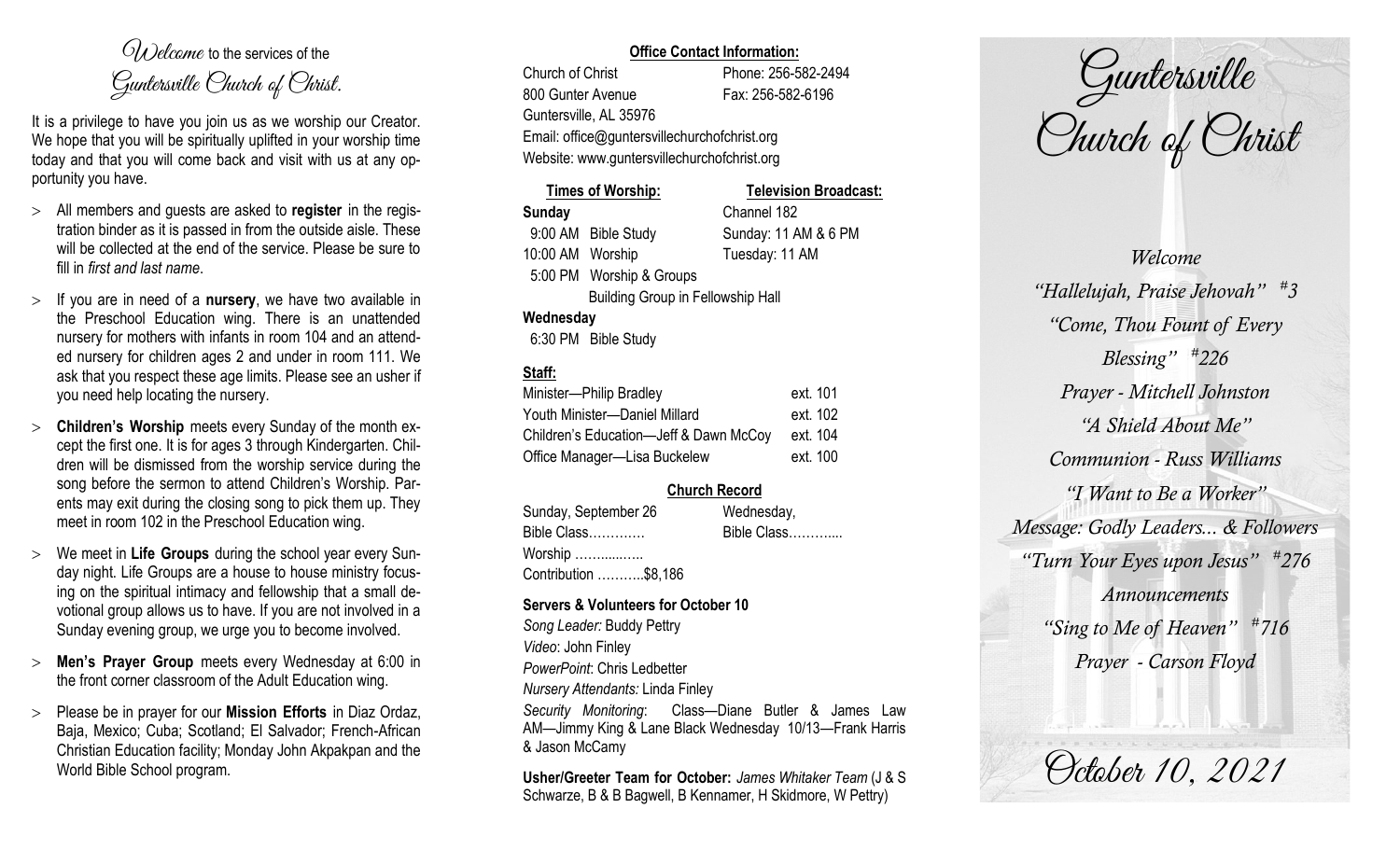*Welcome* to the services of the *Guntersville Church of Christ*.

It is a privilege to have you join us as we worship our Creator. We hope that you will be spiritually uplifted in your worship time today and that you will come back and visit with us at any opportunity you have.

- All members and guests are asked to **register** in the registration binder as it is passed in from the outside aisle. These will be collected at the end of the service. Please be sure to fill in *first and last name*.
- If you are in need of a **nursery**, we have two available in the Preschool Education wing. There is an unattended nursery for mothers with infants in room 104 and an attended nursery for children ages 2 and under in room 111. We ask that you respect these age limits. Please see an usher if you need help locating the nursery.
- **Children's Worship** meets every Sunday of the month except the first one. It is for ages 3 through Kindergarten. Children will be dismissed from the worship service during the song before the sermon to attend Children's Worship. Parents may exit during the closing song to pick them up. They meet in room 102 in the Preschool Education wing.
- We meet in **Life Groups** during the school year every Sunday night. Life Groups are a house to house ministry focusing on the spiritual intimacy and fellowship that a small devotional group allows us to have. If you are not involved in a Sunday evening group, we urge you to become involved.
- **Men's Prayer Group** meets every Wednesday at 6:00 in the front corner classroom of the Adult Education wing.
- Please be in prayer for our **Mission Efforts** in Diaz Ordaz, Baja, Mexico; Cuba; Scotland; El Salvador; French-African Christian Education facility; Monday John Akpakpan and the World Bible School program.

**Office Contact Information:**

Church of Christ — Phone: 256-582-2494
800 Gunter Avenue — Fax: 256-582-6196
Guntersville, AL 35976
Email: office@guntersvillechurchofchrist.org
Website: www.guntersvillechurchofchrist.org

**Times of Worship:**

**Sunday**
9:00 AM Bible Study
10:00 AM Worship
5:00 PM Worship & Groups
Building Group in Fellowship Hall

**Wednesday**
6:30 PM Bible Study

**Television Broadcast:**

Channel 182
Sunday: 11 AM & 6 PM
Tuesday: 11 AM

**Staff:**

| | |
|---|---|
| Minister—Philip Bradley | ext. 101 |
| Youth Minister—Daniel Millard | ext. 102 |
| Children's Education—Jeff & Dawn McCoy | ext. 104 |
| Office Manager—Lisa Buckelew | ext. 100 |

**Church Record**

Sunday, September 26
Bible Class…………
Worship …………..
Contribution ……….$8,186

Wednesday,
Bible Class………...

**Servers & Volunteers for October 10**

*Song Leader:* Buddy Pettry
*Video*: John Finley
*PowerPoint*: Chris Ledbetter
*Nursery Attendants:* Linda Finley
*Security Monitoring*: Class—Diane Butler & James Law AM—Jimmy King & Lane Black Wednesday 10/13—Frank Harris & Jason McCamy

**Usher/Greeter Team for October:** *James Whitaker Team* (J & S Schwarze, B & B Bagwell, B Kennamer, H Skidmore, W Pettry)

# Guntersville Church of Christ

*Welcome*

*"Hallelujah, Praise Jehovah" #3*

*"Come, Thou Fount of Every Blessing" #226*

*Prayer - Mitchell Johnston*

*"A Shield About Me"*

*Communion - Russ Williams*

*"I Want to Be a Worker"*

*Message: Godly Leaders... & Followers*

*"Turn Your Eyes upon Jesus" #276*

*Announcements*

*"Sing to Me of Heaven" #716*

*Prayer - Carson Floyd*

*October 10, 2021*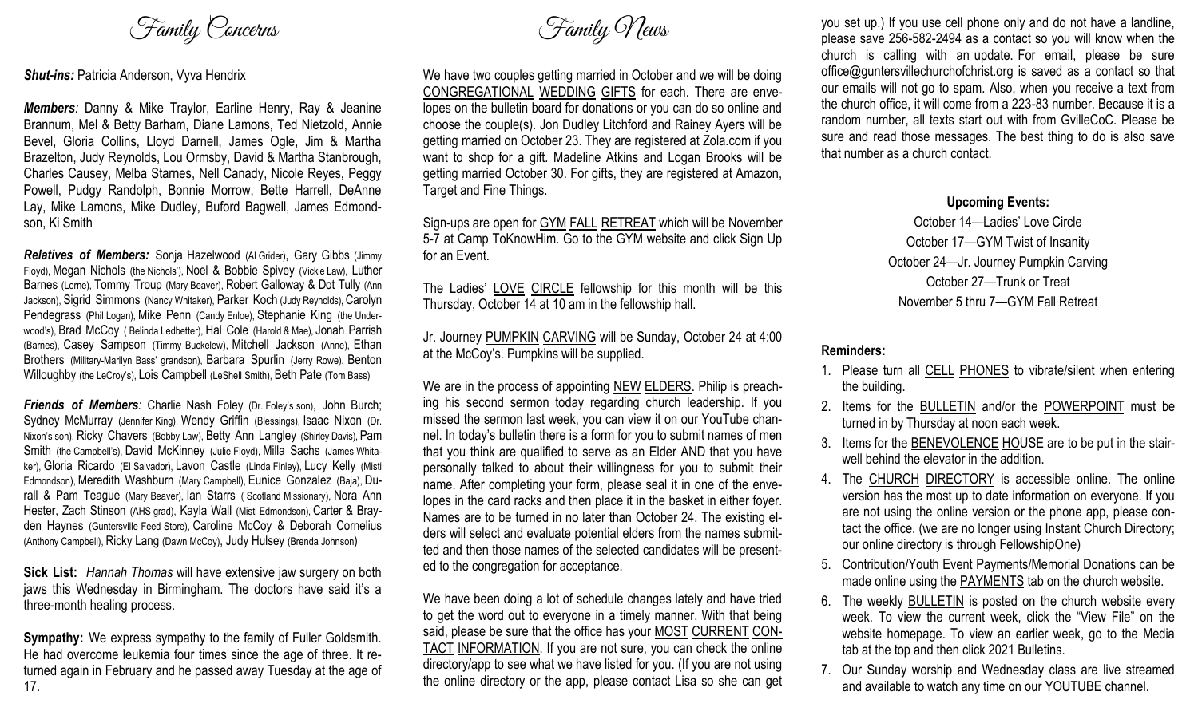# Family Concerns

***Shut-ins:*** Patricia Anderson, Vyva Hendrix

***Members:*** Danny & Mike Traylor, Earline Henry, Ray & Jeanine Brannum, Mel & Betty Barham, Diane Lamons, Ted Nietzold, Annie Bevel, Gloria Collins, Lloyd Darnell, James Ogle, Jim & Martha Brazelton, Judy Reynolds, Lou Ormsby, David & Martha Stanbrough, Charles Causey, Melba Starnes, Nell Canady, Nicole Reyes, Peggy Powell, Pudgy Randolph, Bonnie Morrow, Bette Harrell, DeAnne Lay, Mike Lamons, Mike Dudley, Buford Bagwell, James Edmondson, Ki Smith

***Relatives of Members:*** Sonja Hazelwood (Al Grider), Gary Gibbs (Jimmy Floyd), Megan Nichols (the Nichols'), Noel & Bobbie Spivey (Vickie Law), Luther Barnes (Lorne), Tommy Troup (Mary Beaver), Robert Galloway & Dot Tully (Ann Jackson), Sigrid Simmons (Nancy Whitaker), Parker Koch (Judy Reynolds), Carolyn Pendegrass (Phil Logan), Mike Penn (Candy Enloe), Stephanie King (the Underwood's), Brad McCoy ( Belinda Ledbetter), Hal Cole (Harold & Mae), Jonah Parrish (Barnes), Casey Sampson (Timmy Buckelew), Mitchell Jackson (Anne), Ethan Brothers (Military-Marilyn Bass' grandson), Barbara Spurlin (Jerry Rowe), Benton Willoughby (the LeCroy's), Lois Campbell (LeShell Smith), Beth Pate (Tom Bass)

***Friends of Members:*** Charlie Nash Foley (Dr. Foley's son), John Burch; Sydney McMurray (Jennifer King), Wendy Griffin (Blessings), Isaac Nixon (Dr. Nixon's son), Ricky Chavers (Bobby Law), Betty Ann Langley (Shirley Davis), Pam Smith (the Campbell's), David McKinney (Julie Floyd), Milla Sachs (James Whitaker), Gloria Ricardo (El Salvador), Lavon Castle (Linda Finley), Lucy Kelly (Misti Edmondson), Meredith Washburn (Mary Campbell), Eunice Gonzalez (Baja), Durall & Pam Teague (Mary Beaver), Ian Starrs ( Scotland Missionary), Nora Ann Hester, Zach Stinson (AHS grad), Kayla Wall (Misti Edmondson), Carter & Brayden Haynes (Guntersville Feed Store), Caroline McCoy & Deborah Cornelius (Anthony Campbell), Ricky Lang (Dawn McCoy), Judy Hulsey (Brenda Johnson)

**Sick List:** *Hannah Thomas* will have extensive jaw surgery on both jaws this Wednesday in Birmingham. The doctors have said it's a three-month healing process.

**Sympathy:** We express sympathy to the family of Fuller Goldsmith. He had overcome leukemia four times since the age of three. It returned again in February and he passed away Tuesday at the age of 17.

# Family News

We have two couples getting married in October and we will be doing CONGREGATIONAL WEDDING GIFTS for each. There are envelopes on the bulletin board for donations or you can do so online and choose the couple(s). Jon Dudley Litchford and Rainey Ayers will be getting married on October 23. They are registered at Zola.com if you want to shop for a gift. Madeline Atkins and Logan Brooks will be getting married October 30. For gifts, they are registered at Amazon, Target and Fine Things.

Sign-ups are open for GYM FALL RETREAT which will be November 5-7 at Camp ToKnowHim. Go to the GYM website and click Sign Up for an Event.

The Ladies' LOVE CIRCLE fellowship for this month will be this Thursday, October 14 at 10 am in the fellowship hall.

Jr. Journey PUMPKIN CARVING will be Sunday, October 24 at 4:00 at the McCoy's. Pumpkins will be supplied.

We are in the process of appointing NEW ELDERS. Philip is preaching his second sermon today regarding church leadership. If you missed the sermon last week, you can view it on our YouTube channel. In today's bulletin there is a form for you to submit names of men that you think are qualified to serve as an Elder AND that you have personally talked to about their willingness for you to submit their name. After completing your form, please seal it in one of the envelopes in the card racks and then place it in the basket in either foyer. Names are to be turned in no later than October 24. The existing elders will select and evaluate potential elders from the names submitted and then those names of the selected candidates will be presented to the congregation for acceptance.

We have been doing a lot of schedule changes lately and have tried to get the word out to everyone in a timely manner. With that being said, please be sure that the office has your MOST CURRENT CONTACT INFORMATION. If you are not sure, you can check the online directory/app to see what we have listed for you. (If you are not using the online directory or the app, please contact Lisa so she can get you set up.) If you use cell phone only and do not have a landline, please save 256-582-2494 as a contact so you will know when the church is calling with an update. For email, please be sure office@guntersvillechurchofchrist.org is saved as a contact so that our emails will not go to spam. Also, when you receive a text from the church office, it will come from a 223-83 number. Because it is a random number, all texts start out with from GvilleCoC. Please be sure and read those messages. The best thing to do is also save that number as a church contact.

**Upcoming Events:**

October 14—Ladies' Love Circle
October 17—GYM Twist of Insanity
October 24—Jr. Journey Pumpkin Carving
October 27—Trunk or Treat
November 5 thru 7—GYM Fall Retreat

**Reminders:**

1. Please turn all CELL PHONES to vibrate/silent when entering the building.
2. Items for the BULLETIN and/or the POWERPOINT must be turned in by Thursday at noon each week.
3. Items for the BENEVOLENCE HOUSE are to be put in the stairwell behind the elevator in the addition.
4. The CHURCH DIRECTORY is accessible online. The online version has the most up to date information on everyone. If you are not using the online version or the phone app, please contact the office. (we are no longer using Instant Church Directory; our online directory is through FellowshipOne)
5. Contribution/Youth Event Payments/Memorial Donations can be made online using the PAYMENTS tab on the church website.
6. The weekly BULLETIN is posted on the church website every week. To view the current week, click the "View File" on the website homepage. To view an earlier week, go to the Media tab at the top and then click 2021 Bulletins.
7. Our Sunday worship and Wednesday class are live streamed and available to watch any time on our YOUTUBE channel.